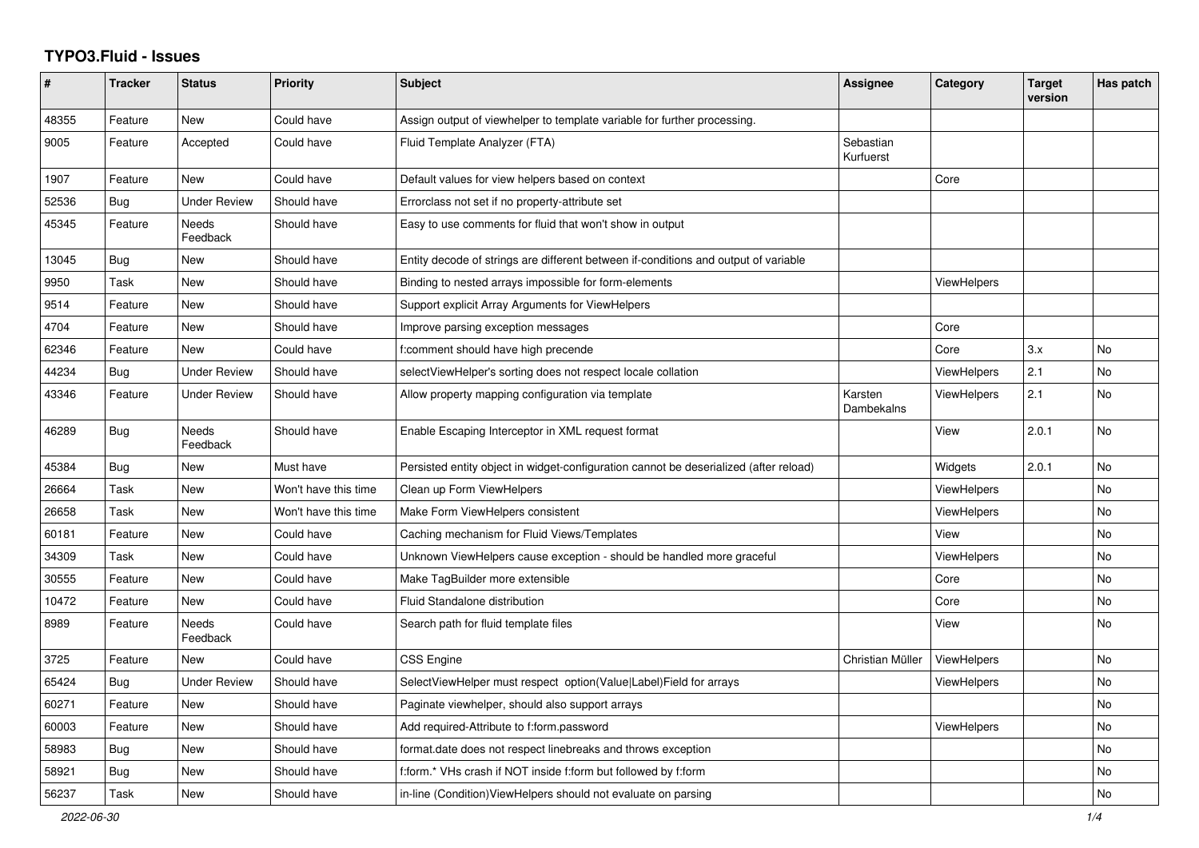# TYPO3.Fluid - Issues

| # | Tracker | Status | Priority | Subject | Assignee | Category | Target version | Has patch |
|---|---|---|---|---|---|---|---|---|
| 48355 | Feature | New | Could have | Assign output of viewhelper to template variable for further processing. | | | | |
| 9005 | Feature | Accepted | Could have | Fluid Template Analyzer (FTA) | Sebastian Kurfuerst | | | |
| 1907 | Feature | New | Could have | Default values for view helpers based on context | | Core | | |
| 52536 | Bug | Under Review | Should have | Errorclass not set if no property-attribute set | | | | |
| 45345 | Feature | Needs Feedback | Should have | Easy to use comments for fluid that won't show in output | | | | |
| 13045 | Bug | New | Should have | Entity decode of strings are different between if-conditions and output of variable | | | | |
| 9950 | Task | New | Should have | Binding to nested arrays impossible for form-elements | | ViewHelpers | | |
| 9514 | Feature | New | Should have | Support explicit Array Arguments for ViewHelpers | | | | |
| 4704 | Feature | New | Should have | Improve parsing exception messages | | Core | | |
| 62346 | Feature | New | Could have | f:comment should have high precende | | Core | 3.x | No |
| 44234 | Bug | Under Review | Should have | selectViewHelper's sorting does not respect locale collation | | ViewHelpers | 2.1 | No |
| 43346 | Feature | Under Review | Should have | Allow property mapping configuration via template | Karsten Dambekalns | ViewHelpers | 2.1 | No |
| 46289 | Bug | Needs Feedback | Should have | Enable Escaping Interceptor in XML request format | | View | 2.0.1 | No |
| 45384 | Bug | New | Must have | Persisted entity object in widget-configuration cannot be deserialized (after reload) | | Widgets | 2.0.1 | No |
| 26664 | Task | New | Won't have this time | Clean up Form ViewHelpers | | ViewHelpers | | No |
| 26658 | Task | New | Won't have this time | Make Form ViewHelpers consistent | | ViewHelpers | | No |
| 60181 | Feature | New | Could have | Caching mechanism for Fluid Views/Templates | | View | | No |
| 34309 | Task | New | Could have | Unknown ViewHelpers cause exception - should be handled more graceful | | ViewHelpers | | No |
| 30555 | Feature | New | Could have | Make TagBuilder more extensible | | Core | | No |
| 10472 | Feature | New | Could have | Fluid Standalone distribution | | Core | | No |
| 8989 | Feature | Needs Feedback | Could have | Search path for fluid template files | | View | | No |
| 3725 | Feature | New | Could have | CSS Engine | Christian Müller | ViewHelpers | | No |
| 65424 | Bug | Under Review | Should have | SelectViewHelper must respect option(Value\|Label)Field for arrays | | ViewHelpers | | No |
| 60271 | Feature | New | Should have | Paginate viewhelper, should also support arrays | | | | No |
| 60003 | Feature | New | Should have | Add required-Attribute to f:form.password | | ViewHelpers | | No |
| 58983 | Bug | New | Should have | format.date does not respect linebreaks and throws exception | | | | No |
| 58921 | Bug | New | Should have | f:form.* VHs crash if NOT inside f:form but followed by f:form | | | | No |
| 56237 | Task | New | Should have | in-line (Condition)ViewHelpers should not evaluate on parsing | | | | No |

*2022-06-30*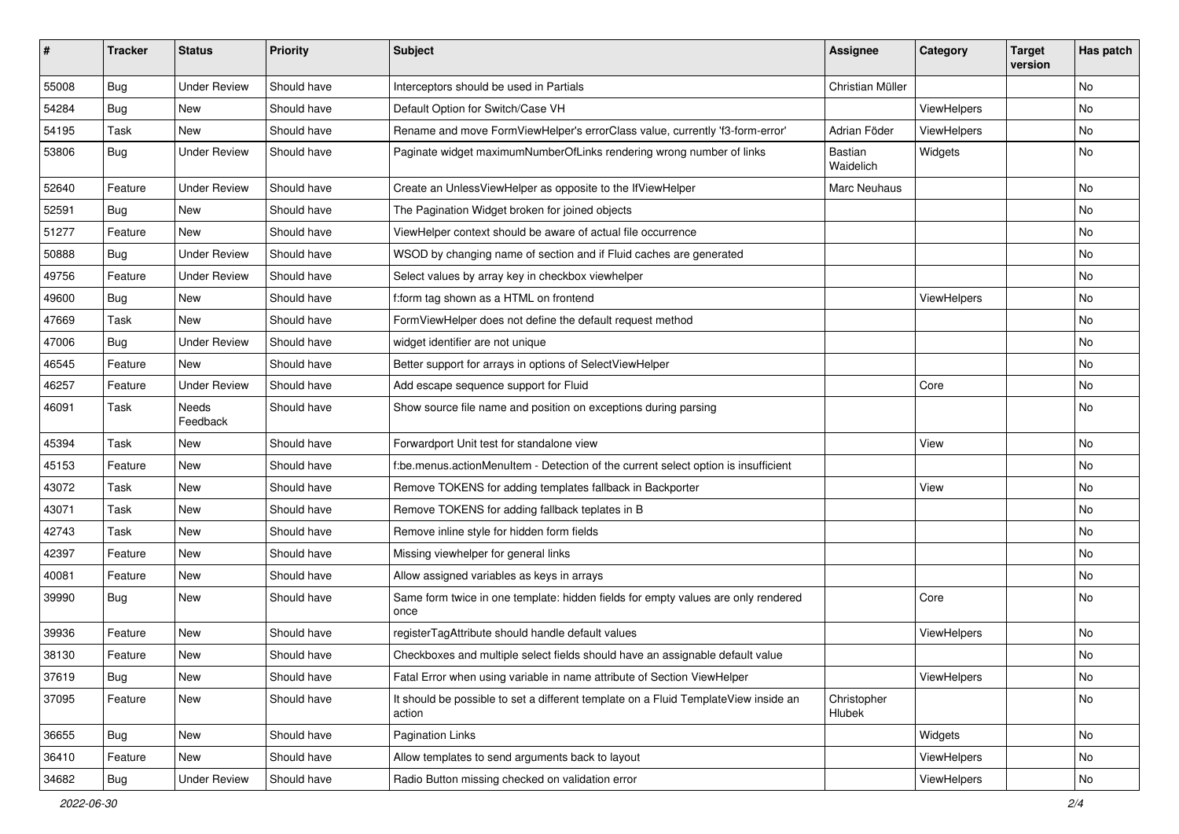| # | Tracker | Status | Priority | Subject | Assignee | Category | Target version | Has patch |
|---|---|---|---|---|---|---|---|---|
| 55008 | Bug | Under Review | Should have | Interceptors should be used in Partials | Christian Müller | | | No |
| 54284 | Bug | New | Should have | Default Option for Switch/Case VH | | ViewHelpers | | No |
| 54195 | Task | New | Should have | Rename and move FormViewHelper's errorClass value, currently 'f3-form-error' | Adrian Föder | ViewHelpers | | No |
| 53806 | Bug | Under Review | Should have | Paginate widget maximumNumberOfLinks rendering wrong number of links | Bastian Waidelich | Widgets | | No |
| 52640 | Feature | Under Review | Should have | Create an UnlessViewHelper as opposite to the IfViewHelper | Marc Neuhaus | | | No |
| 52591 | Bug | New | Should have | The Pagination Widget broken for joined objects | | | | No |
| 51277 | Feature | New | Should have | ViewHelper context should be aware of actual file occurrence | | | | No |
| 50888 | Bug | Under Review | Should have | WSOD by changing name of section and if Fluid caches are generated | | | | No |
| 49756 | Feature | Under Review | Should have | Select values by array key in checkbox viewhelper | | | | No |
| 49600 | Bug | New | Should have | f:form tag shown as a HTML on frontend | | ViewHelpers | | No |
| 47669 | Task | New | Should have | FormViewHelper does not define the default request method | | | | No |
| 47006 | Bug | Under Review | Should have | widget identifier are not unique | | | | No |
| 46545 | Feature | New | Should have | Better support for arrays in options of SelectViewHelper | | | | No |
| 46257 | Feature | Under Review | Should have | Add escape sequence support for Fluid | | Core | | No |
| 46091 | Task | Needs Feedback | Should have | Show source file name and position on exceptions during parsing | | | | No |
| 45394 | Task | New | Should have | Forwardport Unit test for standalone view | | View | | No |
| 45153 | Feature | New | Should have | f:be.menus.actionMenuItem - Detection of the current select option is insufficient | | | | No |
| 43072 | Task | New | Should have | Remove TOKENS for adding templates fallback in Backporter | | View | | No |
| 43071 | Task | New | Should have | Remove TOKENS for adding fallback teplates in B | | | | No |
| 42743 | Task | New | Should have | Remove inline style for hidden form fields | | | | No |
| 42397 | Feature | New | Should have | Missing viewhelper for general links | | | | No |
| 40081 | Feature | New | Should have | Allow assigned variables as keys in arrays | | | | No |
| 39990 | Bug | New | Should have | Same form twice in one template: hidden fields for empty values are only rendered once | | Core | | No |
| 39936 | Feature | New | Should have | registerTagAttribute should handle default values | | ViewHelpers | | No |
| 38130 | Feature | New | Should have | Checkboxes and multiple select fields should have an assignable default value | | | | No |
| 37619 | Bug | New | Should have | Fatal Error when using variable in name attribute of Section ViewHelper | | ViewHelpers | | No |
| 37095 | Feature | New | Should have | It should be possible to set a different template on a Fluid TemplateView inside an action | Christopher Hlubek | | | No |
| 36655 | Bug | New | Should have | Pagination Links | | Widgets | | No |
| 36410 | Feature | New | Should have | Allow templates to send arguments back to layout | | ViewHelpers | | No |
| 34682 | Bug | Under Review | Should have | Radio Button missing checked on validation error | | ViewHelpers | | No |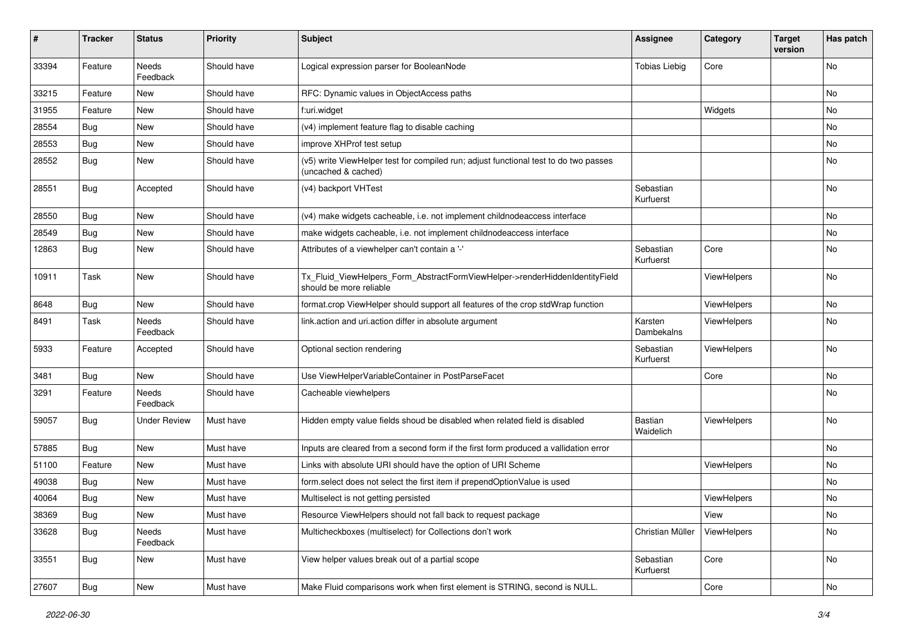| # | Tracker | Status | Priority | Subject | Assignee | Category | Target version | Has patch |
|---|---|---|---|---|---|---|---|---|
| 33394 | Feature | Needs Feedback | Should have | Logical expression parser for BooleanNode | Tobias Liebig | Core | | No |
| 33215 | Feature | New | Should have | RFC: Dynamic values in ObjectAccess paths | | | | No |
| 31955 | Feature | New | Should have | f:uri.widget | | Widgets | | No |
| 28554 | Bug | New | Should have | (v4) implement feature flag to disable caching | | | | No |
| 28553 | Bug | New | Should have | improve XHProf test setup | | | | No |
| 28552 | Bug | New | Should have | (v5) write ViewHelper test for compiled run; adjust functional test to do two passes (uncached & cached) | | | | No |
| 28551 | Bug | Accepted | Should have | (v4) backport VHTest | Sebastian Kurfuerst | | | No |
| 28550 | Bug | New | Should have | (v4) make widgets cacheable, i.e. not implement childnodeaccess interface | | | | No |
| 28549 | Bug | New | Should have | make widgets cacheable, i.e. not implement childnodeaccess interface | | | | No |
| 12863 | Bug | New | Should have | Attributes of a viewhelper can't contain a '-' | Sebastian Kurfuerst | Core | | No |
| 10911 | Task | New | Should have | Tx_Fluid_ViewHelpers_Form_AbstractFormViewHelper->renderHiddenIdentityField should be more reliable | | ViewHelpers | | No |
| 8648 | Bug | New | Should have | format.crop ViewHelper should support all features of the crop stdWrap function | | ViewHelpers | | No |
| 8491 | Task | Needs Feedback | Should have | link.action and uri.action differ in absolute argument | Karsten Dambekalns | ViewHelpers | | No |
| 5933 | Feature | Accepted | Should have | Optional section rendering | Sebastian Kurfuerst | ViewHelpers | | No |
| 3481 | Bug | New | Should have | Use ViewHelperVariableContainer in PostParseFacet | | Core | | No |
| 3291 | Feature | Needs Feedback | Should have | Cacheable viewhelpers | | | | No |
| 59057 | Bug | Under Review | Must have | Hidden empty value fields shoud be disabled when related field is disabled | Bastian Waidelich | ViewHelpers | | No |
| 57885 | Bug | New | Must have | Inputs are cleared from a second form if the first form produced a vallidation error | | | | No |
| 51100 | Feature | New | Must have | Links with absolute URI should have the option of URI Scheme | | ViewHelpers | | No |
| 49038 | Bug | New | Must have | form.select does not select the first item if prependOptionValue is used | | | | No |
| 40064 | Bug | New | Must have | Multiselect is not getting persisted | | ViewHelpers | | No |
| 38369 | Bug | New | Must have | Resource ViewHelpers should not fall back to request package | | View | | No |
| 33628 | Bug | Needs Feedback | Must have | Multicheckboxes (multiselect) for Collections don't work | Christian Müller | ViewHelpers | | No |
| 33551 | Bug | New | Must have | View helper values break out of a partial scope | Sebastian Kurfuerst | Core | | No |
| 27607 | Bug | New | Must have | Make Fluid comparisons work when first element is STRING, second is NULL. | | Core | | No |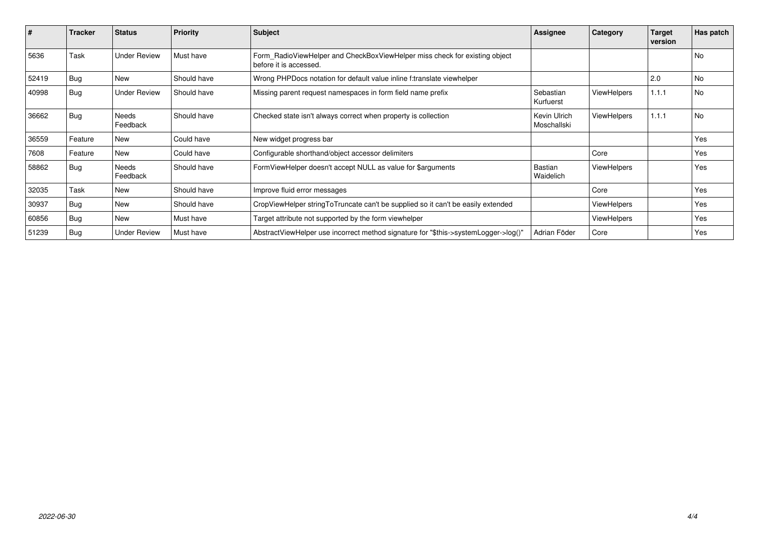| # | Tracker | Status | Priority | Subject | Assignee | Category | Target version | Has patch |
|---|---|---|---|---|---|---|---|---|
| 5636 | Task | Under Review | Must have | Form_RadioViewHelper and CheckBoxViewHelper miss check for existing object before it is accessed. | | | | No |
| 52419 | Bug | New | Should have | Wrong PHPDocs notation for default value inline f:translate viewhelper | | | 2.0 | No |
| 40998 | Bug | Under Review | Should have | Missing parent request namespaces in form field name prefix | Sebastian Kurfuerst | ViewHelpers | 1.1.1 | No |
| 36662 | Bug | Needs Feedback | Should have | Checked state isn't always correct when property is collection | Kevin Ulrich Moschallski | ViewHelpers | 1.1.1 | No |
| 36559 | Feature | New | Could have | New widget progress bar | | | | Yes |
| 7608 | Feature | New | Could have | Configurable shorthand/object accessor delimiters | | Core | | Yes |
| 58862 | Bug | Needs Feedback | Should have | FormViewHelper doesn't accept NULL as value for $arguments | Bastian Waidelich | ViewHelpers | | Yes |
| 32035 | Task | New | Should have | Improve fluid error messages | | Core | | Yes |
| 30937 | Bug | New | Should have | CropViewHelper stringToTruncate can't be supplied so it can't be easily extended | | ViewHelpers | | Yes |
| 60856 | Bug | New | Must have | Target attribute not supported by the form viewhelper | | ViewHelpers | | Yes |
| 51239 | Bug | Under Review | Must have | AbstractViewHelper use incorrect method signature for "$this->systemLogger->log()" | Adrian Föder | Core | | Yes |

*2022-06-30*